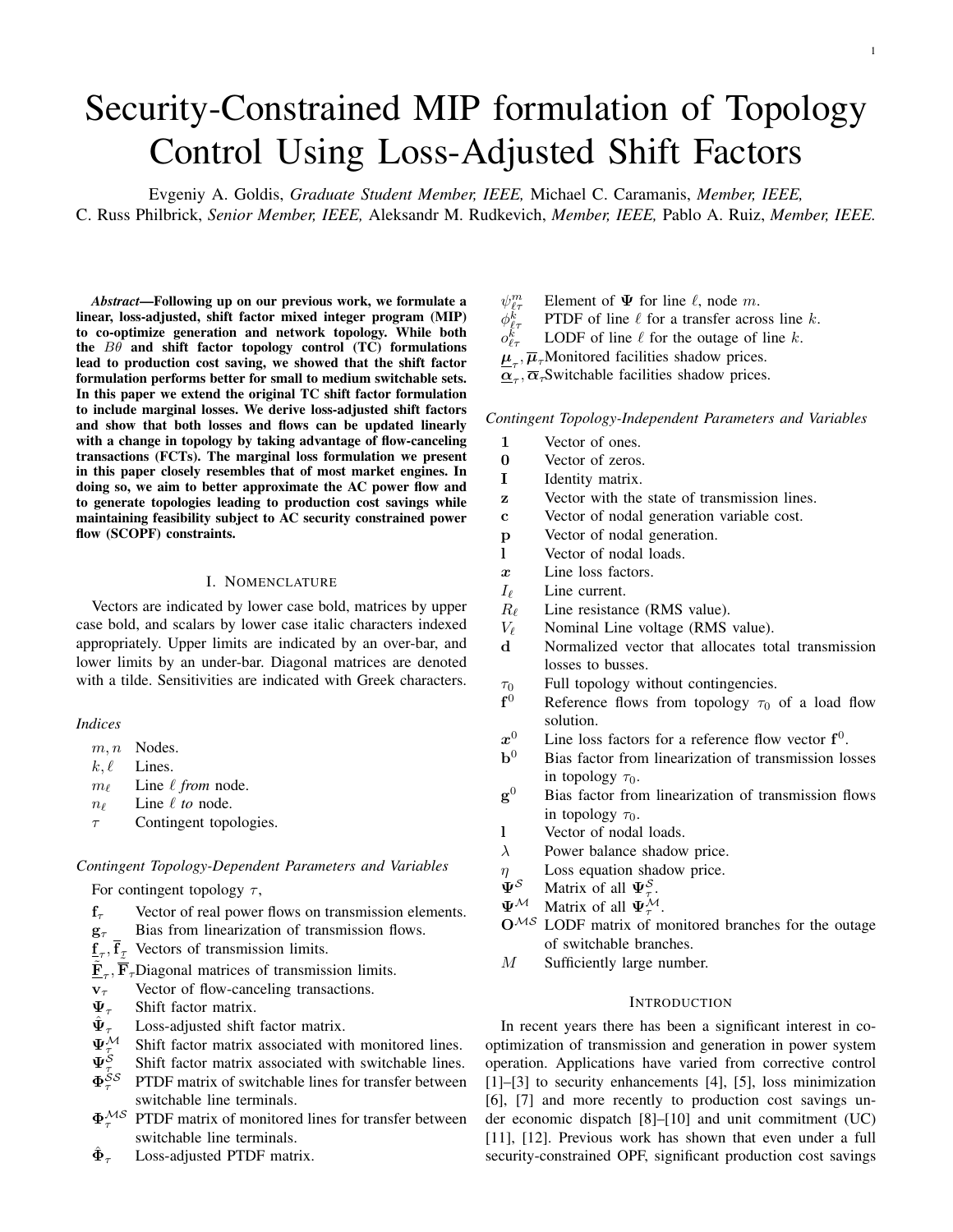# Security-Constrained MIP formulation of Topology Control Using Loss-Adjusted Shift Factors

Evgeniy A. Goldis, *Graduate Student Member, IEEE,* Michael C. Caramanis, *Member, IEEE,* C. Russ Philbrick, *Senior Member, IEEE,* Aleksandr M. Rudkevich, *Member, IEEE,* Pablo A. Ruiz, *Member, IEEE.*

***Abstract*—Following up on our previous work, we formulate a linear, loss-adjusted, shift factor mixed integer program (MIP) to co-optimize generation and network topology. While both the $B\theta$ and shift factor topology control (TC) formulations lead to production cost saving, we showed that the shift factor formulation performs better for small to medium switchable sets. In this paper we extend the original TC shift factor formulation to include marginal losses. We derive loss-adjusted shift factors and show that both losses and flows can be updated linearly with a change in topology by taking advantage of flow-canceling transactions (FCTs). The marginal loss formulation we present in this paper closely resembles that of most market engines. In doing so, we aim to better approximate the AC power flow and to generate topologies leading to production cost savings while maintaining feasibility subject to AC security constrained power flow (SCOPF) constraints.**

## I. Nomenclature

Vectors are indicated by lower case bold, matrices by upper case bold, and scalars by lower case italic characters indexed appropriately. Upper limits are indicated by an over-bar, and lower limits by an under-bar. Diagonal matrices are denoted with a tilde. Sensitivities are indicated with Greek characters.

### *Indices*

- $m, n$ Nodes.
- $k, \ell$ Lines.
- $m_\ell$ Line $\ell$ *from* node.
- $n_\ell$ Line $\ell$ *to* node.
- $\tau$ Contingent topologies.

### *Contingent Topology-Dependent Parameters and Variables*

For contingent topology $\tau$,

- $\mathbf{f}_\tau$ Vector of real power flows on transmission elements.
- $\mathbf{g}_\tau$ Bias from linearization of transmission flows.
- $\underline{\mathbf{f}}_\tau, \overline{\mathbf{f}}_\tau$ Vectors of transmission limits.
- $\underline{\tilde{\mathbf{F}}}_\tau, \overline{\tilde{\mathbf{F}}}_\tau$ Diagonal matrices of transmission limits.
- $\mathbf{v}_\tau$ Vector of flow-canceling transactions.
- $\mathbf{\Psi}_\tau$ Shift factor matrix.
- $\hat{\mathbf{\Psi}}_\tau$ Loss-adjusted shift factor matrix.
- $\mathbf{\Psi}_\tau^{\mathcal{M}}$ Shift factor matrix associated with monitored lines.
- $\mathbf{\Psi}_\tau^{\mathcal{S}}$ Shift factor matrix associated with switchable lines.
- $\mathbf{\Phi}_\tau^{\mathcal{SS}}$ PTDF matrix of switchable lines for transfer between switchable line terminals.
- $\mathbf{\Phi}_\tau^{\mathcal{MS}}$ PTDF matrix of monitored lines for transfer between switchable line terminals.
- $\hat{\mathbf{\Phi}}_\tau$ Loss-adjusted PTDF matrix.
- $\psi_{\ell\tau}^m$ Element of $\mathbf{\Psi}$ for line $\ell$, node $m$.
- $\phi_{\ell\tau}^k$ PTDF of line $\ell$ for a transfer across line $k$.
- $o_{\ell\tau}^k$ LODF of line $\ell$ for the outage of line $k$.
- $\underline{\boldsymbol{\mu}}_\tau, \overline{\boldsymbol{\mu}}_\tau$ Monitored facilities shadow prices.
- $\underline{\boldsymbol{\alpha}}_\tau, \overline{\boldsymbol{\alpha}}_\tau$ Switchable facilities shadow prices.

### *Contingent Topology-Independent Parameters and Variables*

- $\mathbf{1}$ Vector of ones.
- $\mathbf{0}$ Vector of zeros.
- $\mathbf{I}$ Identity matrix.
- $\mathbf{z}$ Vector with the state of transmission lines.
- $\mathbf{c}$ Vector of nodal generation variable cost.
- $\mathbf{p}$ Vector of nodal generation.
- $\mathbf{l}$ Vector of nodal loads.
- $\boldsymbol{x}$ Line loss factors.
- $I_\ell$ Line current.
- $R_\ell$ Line resistance (RMS value).
- $V_\ell$ Nominal Line voltage (RMS value).
- $\mathbf{d}$ Normalized vector that allocates total transmission losses to busses.
- $\tau_0$ Full topology without contingencies.
- $\mathbf{f}^0$ Reference flows from topology $\tau_0$ of a load flow solution.
- $\boldsymbol{x}^0$ Line loss factors for a reference flow vector $\mathbf{f}^0$.
- $\mathbf{b}^0$ Bias factor from linearization of transmission losses in topology $\tau_0$.
- $\mathbf{g}^0$ Bias factor from linearization of transmission flows in topology $\tau_0$.
- $\mathbf{l}$ Vector of nodal loads.
- $\lambda$ Power balance shadow price.
- $\eta$ Loss equation shadow price.
- $\mathbf{\Psi}^{\mathcal{S}}$ Matrix of all $\mathbf{\Psi}_\tau^{\mathcal{S}}$.
- $\mathbf{\Psi}^{\mathcal{M}}$ Matrix of all $\mathbf{\Psi}_\tau^{\mathcal{M}}$.
- $\mathbf{O}^{\mathcal{MS}}$ LODF matrix of monitored branches for the outage of switchable branches.
- $M$ Sufficiently large number.

## Introduction

In recent years there has been a significant interest in co-optimization of transmission and generation in power system operation. Applications have varied from corrective control [1]–[3] to security enhancements [4], [5], loss minimization [6], [7] and more recently to production cost savings under economic dispatch [8]–[10] and unit commitment (UC) [11], [12]. Previous work has shown that even under a full security-constrained OPF, significant production cost savings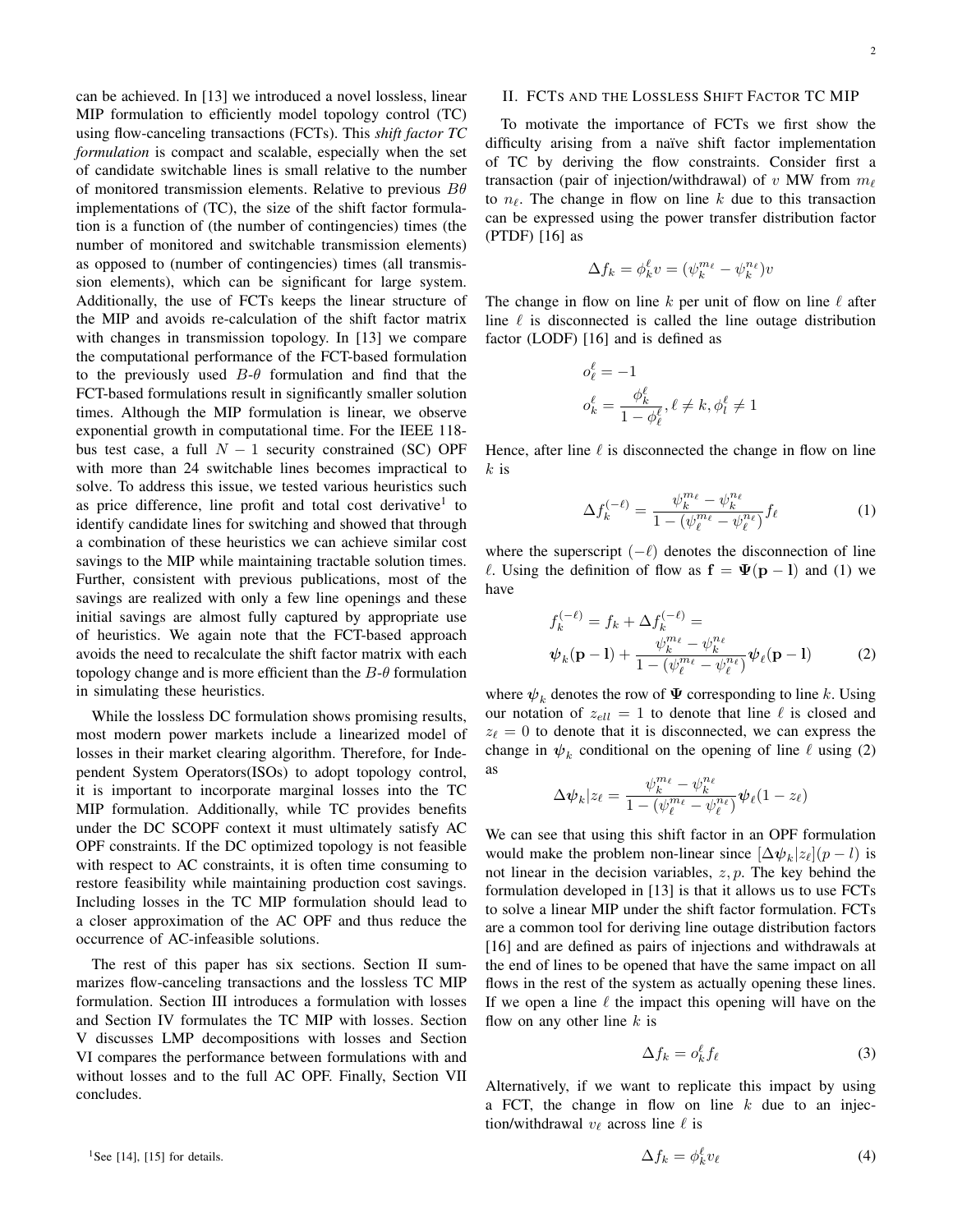can be achieved. In [13] we introduced a novel lossless, linear MIP formulation to efficiently model topology control (TC) using flow-canceling transactions (FCTs). This *shift factor TC formulation* is compact and scalable, especially when the set of candidate switchable lines is small relative to the number of monitored transmission elements. Relative to previous $B\theta$ implementations of (TC), the size of the shift factor formulation is a function of (the number of contingencies) times (the number of monitored and switchable transmission elements) as opposed to (number of contingencies) times (all transmission elements), which can be significant for large system. Additionally, the use of FCTs keeps the linear structure of the MIP and avoids re-calculation of the shift factor matrix with changes in transmission topology. In [13] we compare the computational performance of the FCT-based formulation to the previously used $B$-$\theta$ formulation and find that the FCT-based formulations result in significantly smaller solution times. Although the MIP formulation is linear, we observe exponential growth in computational time. For the IEEE 118-bus test case, a full $N-1$ security constrained (SC) OPF with more than 24 switchable lines becomes impractical to solve. To address this issue, we tested various heuristics such as price difference, line profit and total cost derivative[1] to identify candidate lines for switching and showed that through a combination of these heuristics we can achieve similar cost savings to the MIP while maintaining tractable solution times. Further, consistent with previous publications, most of the savings are realized with only a few line openings and these initial savings are almost fully captured by appropriate use of heuristics. We again note that the FCT-based approach avoids the need to recalculate the shift factor matrix with each topology change and is more efficient than the $B$-$\theta$ formulation in simulating these heuristics.

While the lossless DC formulation shows promising results, most modern power markets include a linearized model of losses in their market clearing algorithm. Therefore, for Independent System Operators(ISOs) to adopt topology control, it is important to incorporate marginal losses into the TC MIP formulation. Additionally, while TC provides benefits under the DC SCOPF context it must ultimately satisfy AC OPF constraints. If the DC optimized topology is not feasible with respect to AC constraints, it is often time consuming to restore feasibility while maintaining production cost savings. Including losses in the TC MIP formulation should lead to a closer approximation of the AC OPF and thus reduce the occurrence of AC-infeasible solutions.

The rest of this paper has six sections. Section II summarizes flow-canceling transactions and the lossless TC MIP formulation. Section III introduces a formulation with losses and Section IV formulates the TC MIP with losses. Section V discusses LMP decompositions with losses and Section VI compares the performance between formulations with and without losses and to the full AC OPF. Finally, Section VII concludes.

[1] See [14], [15] for details.

## II. FCTs and the Lossless Shift Factor TC MIP

To motivate the importance of FCTs we first show the difficulty arising from a naïve shift factor implementation of TC by deriving the flow constraints. Consider first a transaction (pair of injection/withdrawal) of $v$ MW from $m_\ell$ to $n_\ell$. The change in flow on line $k$ due to this transaction can be expressed using the power transfer distribution factor (PTDF) [16] as

$$\Delta f_k = \phi_k^\ell v = (\psi_k^{m_\ell} - \psi_k^{n_\ell})v$$

The change in flow on line $k$ per unit of flow on line $\ell$ after line $\ell$ is disconnected is called the line outage distribution factor (LODF) [16] and is defined as

$$o_\ell^\ell = -1$$
$$o_k^\ell = \frac{\phi_k^\ell}{1-\phi_\ell^\ell}, \ell \neq k, \phi_l^\ell \neq 1$$

Hence, after line $\ell$ is disconnected the change in flow on line $k$ is

$$\Delta f_k^{(-\ell)} = \frac{\psi_k^{m_\ell} - \psi_k^{n_\ell}}{1-(\psi_\ell^{m_\ell} - \psi_\ell^{n_\ell})} f_\ell \tag{1}$$

where the superscript $(-\ell)$ denotes the disconnection of line $\ell$. Using the definition of flow as $\mathbf{f} = \mathbf{\Psi}(\mathbf{p}-\mathbf{l})$ and (1) we have

$$\begin{aligned} f_k^{(-\ell)} &= f_k + \Delta f_k^{(-\ell)} = \\ &\boldsymbol{\psi}_k(\mathbf{p}-\mathbf{l}) + \frac{\psi_k^{m_\ell} - \psi_k^{n_\ell}}{1-(\psi_\ell^{m_\ell} - \psi_\ell^{n_\ell})}\boldsymbol{\psi}_\ell(\mathbf{p}-\mathbf{l}) \end{aligned} \tag{2}$$

where $\boldsymbol{\psi}_k$ denotes the row of $\mathbf{\Psi}$ corresponding to line $k$. Using our notation of $z_{ell} = 1$ to denote that line $\ell$ is closed and $z_\ell = 0$ to denote that it is disconnected, we can express the change in $\boldsymbol{\psi}_k$ conditional on the opening of line $\ell$ using (2) as

$$\Delta \boldsymbol{\psi}_k | z_\ell = \frac{\psi_k^{m_\ell} - \psi_k^{n_\ell}}{1-(\psi_\ell^{m_\ell} - \psi_\ell^{n_\ell})}\boldsymbol{\psi}_\ell(1-z_\ell)$$

We can see that using this shift factor in an OPF formulation would make the problem non-linear since $[\Delta\boldsymbol{\psi}_k|z_\ell](p-l)$ is not linear in the decision variables, $z, p$. The key behind the formulation developed in [13] is that it allows us to use FCTs to solve a linear MIP under the shift factor formulation. FCTs are a common tool for deriving line outage distribution factors [16] and are defined as pairs of injections and withdrawals at the end of lines to be opened that have the same impact on all flows in the rest of the system as actually opening these lines. If we open a line $\ell$ the impact this opening will have on the flow on any other line $k$ is

$$\Delta f_k = o_k^\ell f_\ell \tag{3}$$

Alternatively, if we want to replicate this impact by using a FCT, the change in flow on line $k$ due to an injection/withdrawal $v_\ell$ across line $\ell$ is

$$\Delta f_k = \phi_k^\ell v_\ell \tag{4}$$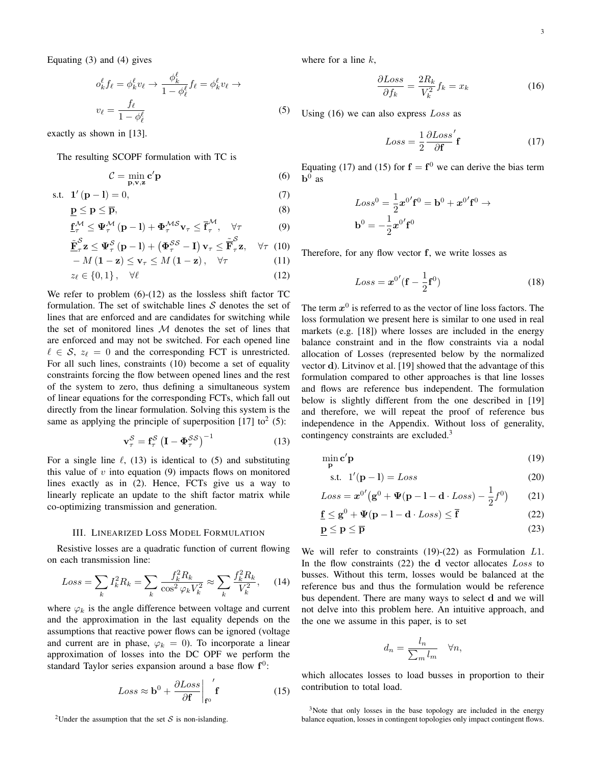Equating (3) and (4) gives

$$
o_k^\ell f_\ell = \phi_k^\ell v_\ell \rightarrow \frac{\phi_k^\ell}{1-\phi_\ell^\ell} f_\ell = \phi_k^\ell v_\ell \rightarrow
$$

$$
v_\ell = \frac{f_\ell}{1-\phi_\ell^\ell} \tag{5}
$$

exactly as shown in [13].

The resulting SCOPF formulation with TC is

$$
\mathcal{C} = \min_{\mathbf{p},\mathbf{v},\mathbf{z}} \mathbf{c}'\mathbf{p} \tag{6}
$$

$$
\text{s.t. } \mathbf{1}'(\mathbf{p}-\mathbf{l}) = 0, \tag{7}
$$

$$
\underline{\mathbf{p}} \leq \mathbf{p} \leq \overline{\mathbf{p}}, \tag{8}
$$

$$
\underline{\mathbf{f}}_\tau^{\mathcal{M}} \leq \mathbf{\Psi}_\tau^{\mathcal{M}}(\mathbf{p}-\mathbf{l}) + \mathbf{\Phi}_\tau^{\mathcal{MS}}\mathbf{v}_\tau \leq \overline{\mathbf{f}}_\tau^{\mathcal{M}}, \quad \forall\tau \tag{9}
$$

$$
\underline{\tilde{\mathbf{F}}}_\tau^{\mathcal{S}}\mathbf{z} \leq \mathbf{\Psi}_\tau^{\mathcal{S}}(\mathbf{p}-\mathbf{l}) + \left(\mathbf{\Phi}_\tau^{\mathcal{SS}} - \mathbf{I}\right)\mathbf{v}_\tau \leq \overline{\tilde{\mathbf{F}}}_\tau^{\mathcal{S}}\mathbf{z}, \quad \forall\tau \tag{10}
$$

$$
-M(\mathbf{1}-\mathbf{z}) \leq \mathbf{v}_\tau \leq M(\mathbf{1}-\mathbf{z}), \quad \forall\tau \tag{11}
$$

$$
z_\ell \in \{0,1\}, \quad \forall\ell \tag{12}
$$

We refer to problem (6)-(12) as the lossless shift factor TC formulation. The set of switchable lines $\mathcal{S}$ denotes the set of lines that are enforced and are candidates for switching while the set of monitored lines $\mathcal{M}$ denotes the set of lines that are enforced and may not be switched. For each opened line $\ell \in \mathcal{S}$, $z_\ell = 0$ and the corresponding FCT is unrestricted. For all such lines, constraints (10) become a set of equality constraints forcing the flow between opened lines and the rest of the system to zero, thus defining a simultaneous system of linear equations for the corresponding FCTs, which fall out directly from the linear formulation. Solving this system is the same as applying the principle of superposition [17] to[2] (5):

$$
\mathbf{v}_\tau^{\mathcal{S}} = \mathbf{f}_\tau^{\mathcal{S}}\left(\mathbf{I} - \mathbf{\Phi}_\tau^{\mathcal{SS}}\right)^{-1} \tag{13}
$$

For a single line $\ell$, (13) is identical to (5) and substituting this value of $v$ into equation (9) impacts flows on monitored lines exactly as in (2). Hence, FCTs give us a way to linearly replicate an update to the shift factor matrix while co-optimizing transmission and generation.

## III. Linearized Loss Model Formulation

Resistive losses are a quadratic function of current flowing on each transmission line:

$$
Loss = \sum_k I_k^2 R_k = \sum_k \frac{f_k^2 R_k}{\cos^2\varphi_k V_k^2} \approx \sum_k \frac{f_k^2 R_k}{V_k^2}, \tag{14}
$$

where $\varphi_k$ is the angle difference between voltage and current and the approximation in the last equality depends on the assumptions that reactive power flows can be ignored (voltage and current are in phase, $\varphi_k = 0$). To incorporate a linear approximation of losses into the DC OPF we perform the standard Taylor series expansion around a base flow $\mathbf{f}^0$:

$$
Loss \approx \mathbf{b}^0 + \left.\frac{\partial Loss}{\partial \mathbf{f}}\right|_{\mathbf{f}^0}' \mathbf{f} \tag{15}
$$

where for a line $k$,

$$
\frac{\partial Loss}{\partial f_k} = \frac{2R_k}{V_k^2} f_k = x_k \tag{16}
$$

Using (16) we can also express $Loss$ as

$$
Loss = \frac{1}{2}\frac{\partial Loss}{\partial \mathbf{f}}' \mathbf{f} \tag{17}
$$

Equating (17) and (15) for $\mathbf{f} = \mathbf{f}^0$ we can derive the bias term $\mathbf{b}^0$ as

$$
Loss^0 = \frac{1}{2}\boldsymbol{x}^{0\prime}\mathbf{f}^0 = \mathbf{b}^0 + \boldsymbol{x}^{0\prime}\mathbf{f}^0 \rightarrow
$$

$$
\mathbf{b}^0 = -\frac{1}{2}\boldsymbol{x}^{0\prime}\mathbf{f}^0
$$

Therefore, for any flow vector $\mathbf{f}$, we write losses as

$$
Loss = \boldsymbol{x}^{0\prime}(\mathbf{f} - \frac{1}{2}\mathbf{f}^0) \tag{18}
$$

The term $\boldsymbol{x}^0$ is referred to as the vector of line loss factors. The loss formulation we present here is similar to one used in real markets (e.g. [18]) where losses are included in the energy balance constraint and in the flow constraints via a nodal allocation of Losses (represented below by the normalized vector $\mathbf{d}$). Litvinov et al. [19] showed that the advantage of this formulation compared to other approaches is that line losses and flows are reference bus independent. The formulation below is slightly different from the one described in [19] and therefore, we will repeat the proof of reference bus independence in the Appendix. Without loss of generality, contingency constraints are excluded.[3]

$$
\min_{\mathbf{p}} \mathbf{c}'\mathbf{p} \tag{19}
$$

$$
\text{s.t. } 1'(\mathbf{p}-\mathbf{l}) = Loss \tag{20}
$$

$$
Loss = \boldsymbol{x}^{0\prime}\big(\mathbf{g}^0 + \mathbf{\Psi}(\mathbf{p}-\mathbf{l}-\mathbf{d}\cdot Loss) - \frac{1}{2}f^0\big) \tag{21}
$$

$$
\underline{\mathbf{f}} \leq \mathbf{g}^0 + \mathbf{\Psi}(\mathbf{p}-\mathbf{l}-\mathbf{d}\cdot Loss) \leq \overline{\mathbf{f}} \tag{22}
$$

$$
\underline{\mathbf{p}} \leq \mathbf{p} \leq \overline{\mathbf{p}} \tag{23}
$$

We will refer to constraints (19)-(22) as Formulation $L1$. In the flow constraints (22) the $\mathbf{d}$ vector allocates $Loss$ to busses. Without this term, losses would be balanced at the reference bus and thus the formulation would be reference bus dependent. There are many ways to select $\mathbf{d}$ and we will not delve into this problem here. An intuitive approach, and the one we assume in this paper, is to set

$$
d_n = \frac{l_n}{\sum_m l_m} \quad \forall n,
$$

which allocates losses to load busses in proportion to their contribution to total load.

[2] Under the assumption that the set $\mathcal{S}$ is non-islanding.

[3] Note that only losses in the base topology are included in the energy balance equation, losses in contingent topologies only impact contingent flows.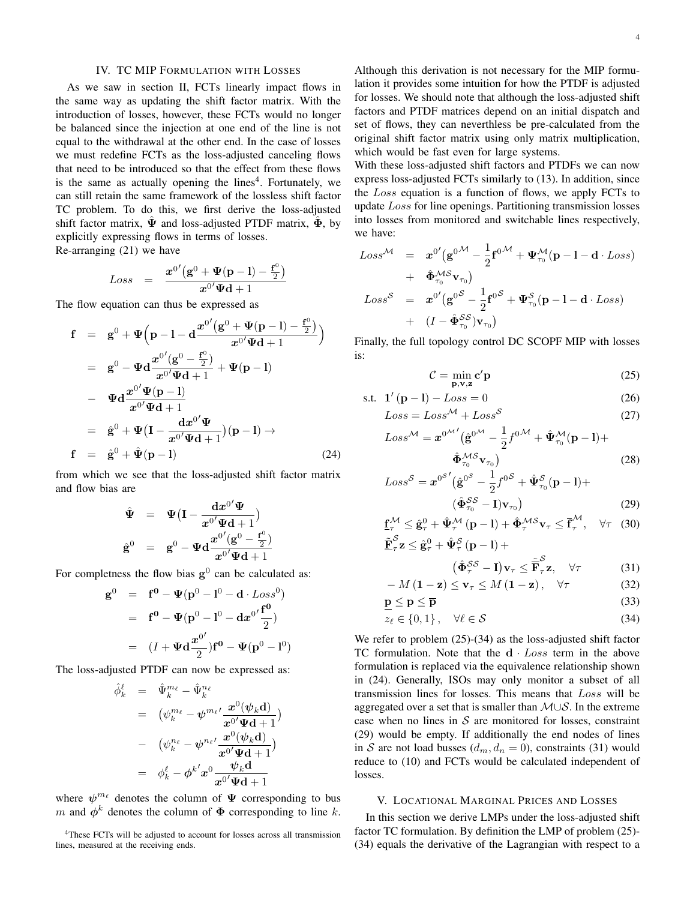## IV. TC MIP Formulation with Losses

As we saw in section II, FCTs linearly impact flows in the same way as updating the shift factor matrix. With the introduction of losses, however, these FCTs would no longer be balanced since the injection at one end of the line is not equal to the withdrawal at the other end. In the case of losses we must redefine FCTs as the loss-adjusted canceling flows that need to be introduced so that the effect from these flows is the same as actually opening the lines[4]. Fortunately, we can still retain the same framework of the lossless shift factor TC problem. To do this, we first derive the loss-adjusted shift factor matrix, $\hat{\boldsymbol{\Psi}}$ and loss-adjusted PTDF matrix, $\hat{\boldsymbol{\Phi}}$, by explicitly expressing flows in terms of losses.

Re-arranging (21) we have

$$Loss = \frac{\boldsymbol{x}^{0\prime}\big(\mathbf{g}^0 + \boldsymbol{\Psi}(\mathbf{p}-\mathbf{l}) - \frac{\mathbf{f}^0}{2}\big)}{\boldsymbol{x}^{0\prime}\boldsymbol{\Psi}\mathbf{d}+1}$$

The flow equation can thus be expressed as

$$\begin{aligned}
\mathbf{f} &= \mathbf{g}^0 + \boldsymbol{\Psi}\Big(\mathbf{p}-\mathbf{l} - \mathbf{d}\frac{\boldsymbol{x}^{0\prime}\big(\mathbf{g}^0 + \boldsymbol{\Psi}(\mathbf{p}-\mathbf{l}) - \frac{\mathbf{f}^0}{2}\big)}{\boldsymbol{x}^{0\prime}\boldsymbol{\Psi}\mathbf{d}+1}\Big) \\
&= \mathbf{g}^0 - \boldsymbol{\Psi}\mathbf{d}\frac{\boldsymbol{x}^{0\prime}(\mathbf{g}^0 - \frac{\mathbf{f}^0}{2})}{\boldsymbol{x}^{0\prime}\boldsymbol{\Psi}\mathbf{d}+1} + \boldsymbol{\Psi}(\mathbf{p}-\mathbf{l}) \\
&- \boldsymbol{\Psi}\mathbf{d}\frac{\boldsymbol{x}^{0\prime}\boldsymbol{\Psi}(\mathbf{p}-\mathbf{l})}{\boldsymbol{x}^{0\prime}\boldsymbol{\Psi}\mathbf{d}+1} \\
&= \hat{\mathbf{g}}^0 + \boldsymbol{\Psi}\big(\mathbf{I} - \frac{\mathbf{d}\boldsymbol{x}^{0\prime}\boldsymbol{\Psi}}{\boldsymbol{x}^{0\prime}\boldsymbol{\Psi}\mathbf{d}+1}\big)(\mathbf{p}-\mathbf{l}) \rightarrow \\
\mathbf{f} &= \hat{\mathbf{g}}^0 + \hat{\boldsymbol{\Psi}}(\mathbf{p}-\mathbf{l}) \qquad (24)
\end{aligned}$$

from which we see that the loss-adjusted shift factor matrix and flow bias are

$$\begin{aligned}
\hat{\boldsymbol{\Psi}} &= \boldsymbol{\Psi}\big(\mathbf{I} - \frac{\mathbf{d}\boldsymbol{x}^{0\prime}\boldsymbol{\Psi}}{\boldsymbol{x}^{0\prime}\boldsymbol{\Psi}\mathbf{d}+1}\big) \\
\hat{\mathbf{g}}^0 &= \mathbf{g}^0 - \boldsymbol{\Psi}\mathbf{d}\frac{\boldsymbol{x}^{0\prime}(\mathbf{g}^0 - \frac{\mathbf{f}^0}{2})}{\boldsymbol{x}^{0\prime}\boldsymbol{\Psi}\mathbf{d}+1}
\end{aligned}$$

For completness the flow bias $\mathbf{g}^0$ can be calculated as:

$$\begin{aligned}
\mathbf{g}^0 &= \mathbf{f^0} - \boldsymbol{\Psi}(\mathbf{p}^0 - \mathbf{l}^0 - \mathbf{d}\cdot Loss^0) \\
&= \mathbf{f^0} - \boldsymbol{\Psi}(\mathbf{p}^0 - \mathbf{l}^0 - \mathbf{d}\boldsymbol{x}^{0\prime}\frac{\mathbf{f^0}}{2}) \\
&= (I + \boldsymbol{\Psi}\mathbf{d}\frac{\boldsymbol{x}^{0\prime}}{2})\mathbf{f^0} - \boldsymbol{\Psi}(\mathbf{p}^0 - \mathbf{l}^0)
\end{aligned}$$

The loss-adjusted PTDF can now be expressed as:

$$\begin{aligned}
\hat{\phi}^\ell_k &= \hat{\Psi}^{m_\ell}_k - \hat{\Psi}^{n_\ell}_k \\
&= \big(\psi^{m_\ell}_k - \boldsymbol{\psi}^{m_\ell\prime}\frac{\boldsymbol{x}^0(\boldsymbol{\psi}_k\mathbf{d})}{\boldsymbol{x}^{0\prime}\boldsymbol{\Psi}\mathbf{d}+1}\big) \\
&- \big(\psi^{n_\ell}_k - \boldsymbol{\psi}^{n_\ell\prime}\frac{\boldsymbol{x}^0(\boldsymbol{\psi}_k\mathbf{d})}{\boldsymbol{x}^{0\prime}\boldsymbol{\Psi}\mathbf{d}+1}\big) \\
&= \phi^\ell_k - \boldsymbol{\phi}^{k\prime}\boldsymbol{x}^0\frac{\boldsymbol{\psi}_k\mathbf{d}}{\boldsymbol{x}^{0\prime}\boldsymbol{\Psi}\mathbf{d}+1}
\end{aligned}$$

where $\boldsymbol{\psi}^{m_\ell}$ denotes the column of $\boldsymbol{\Psi}$ corresponding to bus $m$ and $\boldsymbol{\phi}^k$ denotes the column of $\boldsymbol{\Phi}$ corresponding to line $k$. Although this derivation is not necessary for the MIP formulation it provides some intuition for how the PTDF is adjusted for losses. We should note that although the loss-adjusted shift factors and PTDF matrices depend on an initial dispatch and set of flows, they can neverthless be pre-calculated from the original shift factor matrix using only matrix multiplication, which would be fast even for large systems.

With these loss-adjusted shift factors and PTDFs we can now express loss-adjusted FCTs similarly to (13). In addition, since the $Loss$ equation is a function of flows, we apply FCTs to update $Loss$ for line openings. Partitioning transmission losses into losses from monitored and switchable lines respectively, we have:

$$\begin{aligned}
Loss^{\mathcal{M}} &= \boldsymbol{x}^{0\prime}\big(\mathbf{g}^{0\mathcal{M}} - \frac{1}{2}\mathbf{f}^{0\mathcal{M}} + \boldsymbol{\Psi}^{\mathcal{M}}_{\tau_0}(\mathbf{p}-\mathbf{l}-\mathbf{d}\cdot Loss) \\
&+ \hat{\boldsymbol{\Phi}}^{\mathcal{MS}}_{\tau_0}\mathbf{v}_{\tau_0}\big) \\
Loss^{\mathcal{S}} &= \boldsymbol{x}^{0\prime}\big(\mathbf{g}^{0\mathcal{S}} - \frac{1}{2}\mathbf{f}^{0\mathcal{S}} + \boldsymbol{\Psi}^{\mathcal{S}}_{\tau_0}(\mathbf{p}-\mathbf{l}-\mathbf{d}\cdot Loss) \\
&+ (I - \hat{\boldsymbol{\Phi}}^{\mathcal{SS}}_{\tau_0})\mathbf{v}_{\tau_0}\big)
\end{aligned}$$

Finally, the full topology control DC SCOPF MIP with losses is:

$$\mathcal{C} = \min_{\mathbf{p},\mathbf{v},\mathbf{z}} \mathbf{c}'\mathbf{p} \qquad (25)$$

$$\text{s.t. } \mathbf{1}'(\mathbf{p}-\mathbf{l}) - Loss = 0 \qquad (26)$$

$$Loss = Loss^{\mathcal{M}} + Loss^{\mathcal{S}} \qquad (27)$$

$$Loss^{\mathcal{M}} = \boldsymbol{x}^{0\mathcal{M}\prime}\big(\hat{\mathbf{g}}^{0\mathcal{M}} - \frac{1}{2}f^{0\mathcal{M}} + \hat{\boldsymbol{\Psi}}^{\mathcal{M}}_{\tau_0}(\mathbf{p}-\mathbf{l}) + \hat{\boldsymbol{\Phi}}^{\mathcal{MS}}_{\tau_0}\mathbf{v}_{\tau_0}\big) \qquad (28)$$

$$Loss^{\mathcal{S}} = \boldsymbol{x}^{0\mathcal{S}\prime}\big(\hat{\mathbf{g}}^{0\mathcal{S}} - \frac{1}{2}f^{0\mathcal{S}} + \hat{\boldsymbol{\Psi}}^{\mathcal{S}}_{\tau_0}(\mathbf{p}-\mathbf{l}) + (\hat{\boldsymbol{\Phi}}^{\mathcal{SS}}_{\tau_0} - \mathbf{I})\mathbf{v}_{\tau_0}\big) \qquad (29)$$

$$\underline{\mathbf{f}}^{\mathcal{M}}_\tau \le \hat{\mathbf{g}}^0_\tau + \hat{\boldsymbol{\Psi}}^{\mathcal{M}}_\tau(\mathbf{p}-\mathbf{l}) + \hat{\boldsymbol{\Phi}}^{\mathcal{MS}}_\tau\mathbf{v}_\tau \le \overline{\mathbf{f}}^{\mathcal{M}}_\tau, \quad \forall\tau \qquad (30)$$

$$\underline{\tilde{\mathbf{F}}}^{\mathcal{S}}_\tau\mathbf{z} \le \hat{\mathbf{g}}^0_\tau + \hat{\boldsymbol{\Psi}}^{\mathcal{S}}_\tau(\mathbf{p}-\mathbf{l}) + \big(\hat{\boldsymbol{\Phi}}^{\mathcal{SS}}_\tau - \mathbf{I}\big)\mathbf{v}_\tau \le \overline{\tilde{\mathbf{F}}}^{\mathcal{S}}_\tau\mathbf{z}, \quad \forall\tau \qquad (31)$$

$$-M(\mathbf{1}-\mathbf{z}) \le \mathbf{v}_\tau \le M(\mathbf{1}-\mathbf{z}), \quad \forall\tau \qquad (32)$$

$$\underline{\mathbf{p}} \le \mathbf{p} \le \overline{\mathbf{p}} \qquad (33)$$

$$z_\ell \in \{0,1\}, \quad \forall\ell\in\mathcal{S} \qquad (34)$$

We refer to problem (25)-(34) as the loss-adjusted shift factor TC formulation. Note that the $\mathbf{d}\cdot Loss$ term in the above formulation is replaced via the equivalence relationship shown in (24). Generally, ISOs may only monitor a subset of all transmission lines for losses. This means that $Loss$ will be aggregated over a set that is smaller than $\mathcal{M}\cup\mathcal{S}$. In the extreme case when no lines in $\mathcal{S}$ are monitored for losses, constraint (29) would be empty. If additionally the end nodes of lines in $\mathcal{S}$ are not load busses ($d_m, d_n = 0$), constraints (31) would reduce to (10) and FCTs would be calculated independent of losses.

## V. Locational Marginal Prices and Losses

In this section we derive LMPs under the loss-adjusted shift factor TC formulation. By definition the LMP of problem (25)-(34) equals the derivative of the Lagrangian with respect to a

[4] These FCTs will be adjusted to account for losses across all transmission lines, measured at the receiving ends.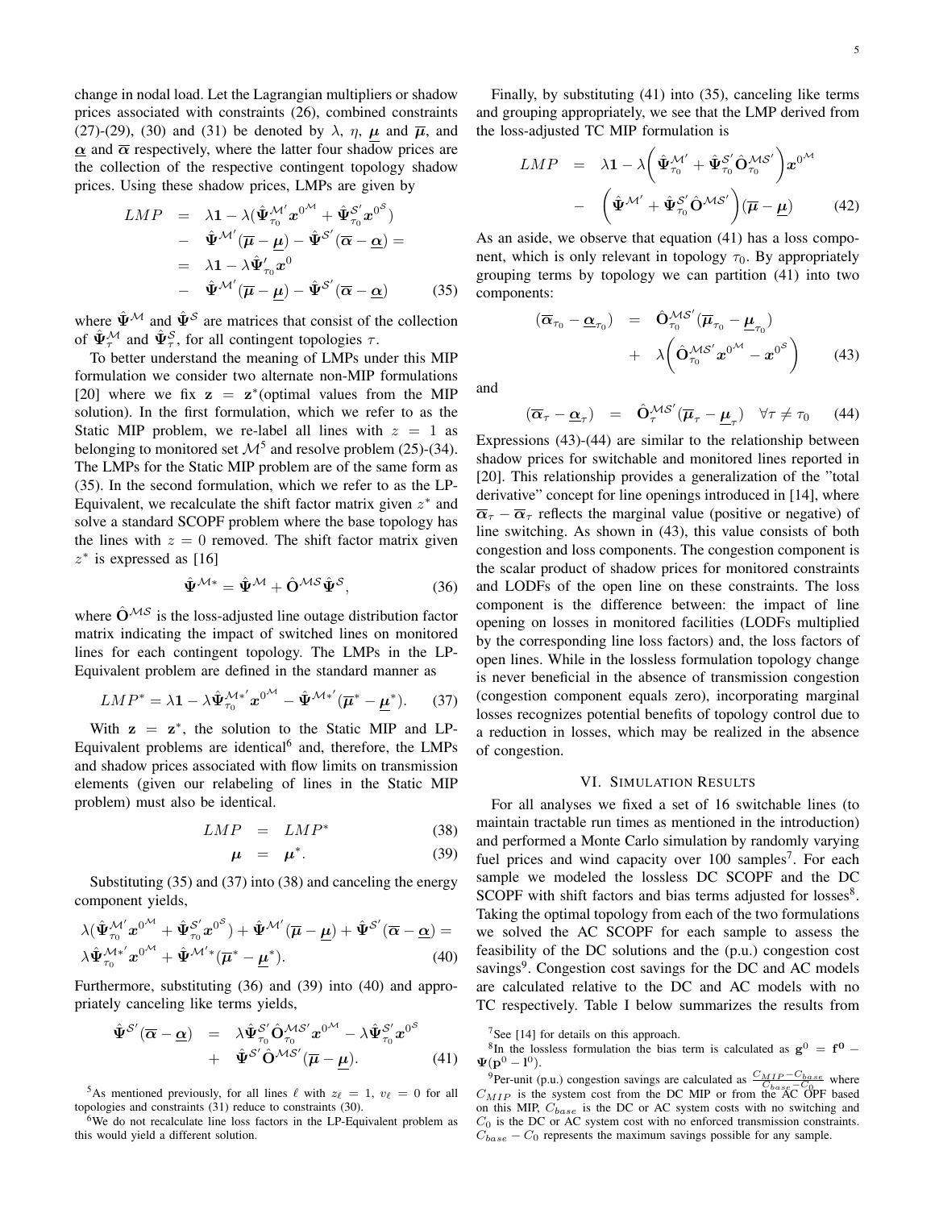change in nodal load. Let the Lagrangian multipliers or shadow prices associated with constraints (26), combined constraints (27)-(29), (30) and (31) be denoted by $\lambda$, $\eta$, $\underline{\boldsymbol{\mu}}$ and $\overline{\boldsymbol{\mu}}$, and $\underline{\boldsymbol{\alpha}}$ and $\overline{\boldsymbol{\alpha}}$ respectively, where the latter four shadow prices are the collection of the respective contingent topology shadow prices. Using these shadow prices, LMPs are given by

$$
\begin{aligned}
LMP &= \lambda\mathbf{1} - \lambda(\hat{\boldsymbol{\Psi}}_{\tau_0}^{\mathcal{M}'}\boldsymbol{x}^{0^{\mathcal{M}}} + \hat{\boldsymbol{\Psi}}_{\tau_0}^{\mathcal{S}'}\boldsymbol{x}^{0^{\mathcal{S}}}) \\
&- \hat{\boldsymbol{\Psi}}^{\mathcal{M}'}(\overline{\boldsymbol{\mu}} - \underline{\boldsymbol{\mu}}) - \hat{\boldsymbol{\Psi}}^{\mathcal{S}'}(\overline{\boldsymbol{\alpha}} - \underline{\boldsymbol{\alpha}}) = \\
&= \lambda\mathbf{1} - \lambda\hat{\boldsymbol{\Psi}}_{\tau_0}'\boldsymbol{x}^{0} \\
&- \hat{\boldsymbol{\Psi}}^{\mathcal{M}'}(\overline{\boldsymbol{\mu}} - \underline{\boldsymbol{\mu}}) - \hat{\boldsymbol{\Psi}}^{\mathcal{S}'}(\overline{\boldsymbol{\alpha}} - \underline{\boldsymbol{\alpha}}) \qquad (35)
\end{aligned}
$$

where $\hat{\boldsymbol{\Psi}}^{\mathcal{M}}$ and $\hat{\boldsymbol{\Psi}}^{\mathcal{S}}$ are matrices that consist of the collection of $\hat{\boldsymbol{\Psi}}_{\tau}^{\mathcal{M}}$ and $\hat{\boldsymbol{\Psi}}_{\tau}^{\mathcal{S}}$, for all contingent topologies $\tau$.

To better understand the meaning of LMPs under this MIP formulation we consider two alternate non-MIP formulations [20] where we fix $\mathbf{z} = \mathbf{z}^*$(optimal values from the MIP solution). In the first formulation, which we refer to as the Static MIP problem, we re-label all lines with $z = 1$ as belonging to monitored set $\mathcal{M}$[5] and resolve problem (25)-(34). The LMPs for the Static MIP problem are of the same form as (35). In the second formulation, which we refer to as the LP-Equivalent, we recalculate the shift factor matrix given $z^*$ and solve a standard SCOPF problem where the base topology has the lines with $z = 0$ removed. The shift factor matrix given $z^*$ is expressed as [16]

$$
\hat{\boldsymbol{\Psi}}^{\mathcal{M}*} = \hat{\boldsymbol{\Psi}}^{\mathcal{M}} + \hat{\mathbf{O}}^{\mathcal{M}\mathcal{S}}\hat{\boldsymbol{\Psi}}^{\mathcal{S}}, \qquad (36)
$$

where $\hat{\mathbf{O}}^{\mathcal{M}\mathcal{S}}$ is the loss-adjusted line outage distribution factor matrix indicating the impact of switched lines on monitored lines for each contingent topology. The LMPs in the LP-Equivalent problem are defined in the standard manner as

$$
LMP^* = \lambda\mathbf{1} - \lambda\hat{\boldsymbol{\Psi}}_{\tau_0}^{\mathcal{M}*'}\boldsymbol{x}^{0^{\mathcal{M}}} - \hat{\boldsymbol{\Psi}}^{\mathcal{M}*'}(\overline{\boldsymbol{\mu}}^* - \underline{\boldsymbol{\mu}}^*). \qquad (37)
$$

With $\mathbf{z} = \mathbf{z}^*$, the solution to the Static MIP and LP-Equivalent problems are identical[6] and, therefore, the LMPs and shadow prices associated with flow limits on transmission elements (given our relabeling of lines in the Static MIP problem) must also be identical.

$$
\begin{aligned}
LMP &= LMP^* \qquad (38)\\
\boldsymbol{\mu} &= \boldsymbol{\mu}^*. \qquad (39)
\end{aligned}
$$

Substituting (35) and (37) into (38) and canceling the energy component yields,

$$
\begin{aligned}
&\lambda(\hat{\boldsymbol{\Psi}}_{\tau_0}^{\mathcal{M}'}\boldsymbol{x}^{0^{\mathcal{M}}} + \hat{\boldsymbol{\Psi}}_{\tau_0}^{\mathcal{S}'}\boldsymbol{x}^{0^{\mathcal{S}}}) + \hat{\boldsymbol{\Psi}}^{\mathcal{M}'}(\overline{\boldsymbol{\mu}} - \underline{\boldsymbol{\mu}}) + \hat{\boldsymbol{\Psi}}^{\mathcal{S}'}(\overline{\boldsymbol{\alpha}} - \underline{\boldsymbol{\alpha}}) = \\
&\lambda\hat{\boldsymbol{\Psi}}_{\tau_0}^{\mathcal{M}*'}\boldsymbol{x}^{0^{\mathcal{M}}} + \hat{\boldsymbol{\Psi}}^{\mathcal{M}'*}(\overline{\boldsymbol{\mu}}^* - \underline{\boldsymbol{\mu}}^*). \qquad (40)
\end{aligned}
$$

Furthermore, substituting (36) and (39) into (40) and appropriately canceling like terms yields,

$$
\begin{aligned}
\hat{\boldsymbol{\Psi}}^{\mathcal{S}'}(\overline{\boldsymbol{\alpha}} - \underline{\boldsymbol{\alpha}}) &= \lambda\hat{\boldsymbol{\Psi}}_{\tau_0}^{\mathcal{S}'}\hat{\mathbf{O}}_{\tau_0}^{\mathcal{M}\mathcal{S}'}\boldsymbol{x}^{0^{\mathcal{M}}} - \lambda\hat{\boldsymbol{\Psi}}_{\tau_0}^{\mathcal{S}'}\boldsymbol{x}^{0^{\mathcal{S}}} \\
&+ \hat{\boldsymbol{\Psi}}^{\mathcal{S}'}\hat{\mathbf{O}}^{\mathcal{M}\mathcal{S}'}(\overline{\boldsymbol{\mu}} - \underline{\boldsymbol{\mu}}). \qquad (41)
\end{aligned}
$$

Finally, by substituting (41) into (35), canceling like terms and grouping appropriately, we see that the LMP derived from the loss-adjusted TC MIP formulation is

$$
\begin{aligned}
LMP &= \lambda\mathbf{1} - \lambda\left(\hat{\boldsymbol{\Psi}}_{\tau_0}^{\mathcal{M}'} + \hat{\boldsymbol{\Psi}}_{\tau_0}^{\mathcal{S}'}\hat{\mathbf{O}}_{\tau_0}^{\mathcal{M}\mathcal{S}'}\right)\boldsymbol{x}^{0^{\mathcal{M}}} \\
&- \left(\hat{\boldsymbol{\Psi}}^{\mathcal{M}'} + \hat{\boldsymbol{\Psi}}_{\tau_0}^{\mathcal{S}'}\hat{\mathbf{O}}^{\mathcal{M}\mathcal{S}'}\right)(\overline{\boldsymbol{\mu}} - \underline{\boldsymbol{\mu}}) \qquad (42)
\end{aligned}
$$

As an aside, we observe that equation (41) has a loss component, which is only relevant in topology $\tau_0$. By appropriately grouping terms by topology we can partition (41) into two components:

$$
\begin{aligned}
(\overline{\boldsymbol{\alpha}}_{\tau_0} - \underline{\boldsymbol{\alpha}}_{\tau_0}) &= \hat{\mathbf{O}}_{\tau_0}^{\mathcal{M}\mathcal{S}'}(\overline{\boldsymbol{\mu}}_{\tau_0} - \underline{\boldsymbol{\mu}}_{\tau_0}) \\
&+ \lambda\left(\hat{\mathbf{O}}_{\tau_0}^{\mathcal{M}\mathcal{S}'}\boldsymbol{x}^{0^{\mathcal{M}}} - \boldsymbol{x}^{0^{\mathcal{S}}}\right) \qquad (43)
\end{aligned}
$$

and

$$
(\overline{\boldsymbol{\alpha}}_{\tau} - \underline{\boldsymbol{\alpha}}_{\tau}) = \hat{\mathbf{O}}_{\tau}^{\mathcal{M}\mathcal{S}'}(\overline{\boldsymbol{\mu}}_{\tau} - \underline{\boldsymbol{\mu}}_{\tau}) \quad \forall\tau \neq \tau_0 \qquad (44)
$$

Expressions (43)-(44) are similar to the relationship between shadow prices for switchable and monitored lines reported in [20]. This relationship provides a generalization of the "total derivative" concept for line openings introduced in [14], where $\overline{\boldsymbol{\alpha}}_{\tau} - \overline{\boldsymbol{\alpha}}_{\tau}$ reflects the marginal value (positive or negative) of line switching. As shown in (43), this value consists of both congestion and loss components. The congestion component is the scalar product of shadow prices for monitored constraints and LODFs of the open line on these constraints. The loss component is the difference between: the impact of line opening on losses in monitored facilities (LODFs multiplied by the corresponding line loss factors) and, the loss factors of open lines. While in the lossless formulation topology change is never beneficial in the absence of transmission congestion (congestion component equals zero), incorporating marginal losses recognizes potential benefits of topology control due to a reduction in losses, which may be realized in the absence of congestion.

## VI. Simulation Results

For all analyses we fixed a set of 16 switchable lines (to maintain tractable run times as mentioned in the introduction) and performed a Monte Carlo simulation by randomly varying fuel prices and wind capacity over 100 samples[7]. For each sample we modeled the lossless DC SCOPF and the DC SCOPF with shift factors and bias terms adjusted for losses[8]. Taking the optimal topology from each of the two formulations we solved the AC SCOPF for each sample to assess the feasibility of the DC solutions and the (p.u.) congestion cost savings[9]. Congestion cost savings for the DC and AC models are calculated relative to the DC and AC models with no TC respectively. Table I below summarizes the results from

---

[5] As mentioned previously, for all lines $\ell$ with $z_\ell = 1$, $v_\ell = 0$ for all topologies and constraints (31) reduce to constraints (30).

[6] We do not recalculate line loss factors in the LP-Equivalent problem as this would yield a different solution.

[7] See [14] for details on this approach.

[8] In the lossless formulation the bias term is calculated as $\mathbf{g}^0 = \mathbf{f}^0 - \boldsymbol{\Psi}(\mathbf{p}^0 - \mathbf{l}^0)$.

[9] Per-unit (p.u.) congestion savings are calculated as $\frac{C_{MIP} - C_{base}}{C_{base} - C_0}$ where $C_{MIP}$ is the system cost from the DC MIP or from the AC OPF based on this MIP, $C_{base}$ is the DC or AC system costs with no switching and $C_0$ is the DC or AC system cost with no enforced transmission constraints. $C_{base} - C_0$ represents the maximum savings possible for any sample.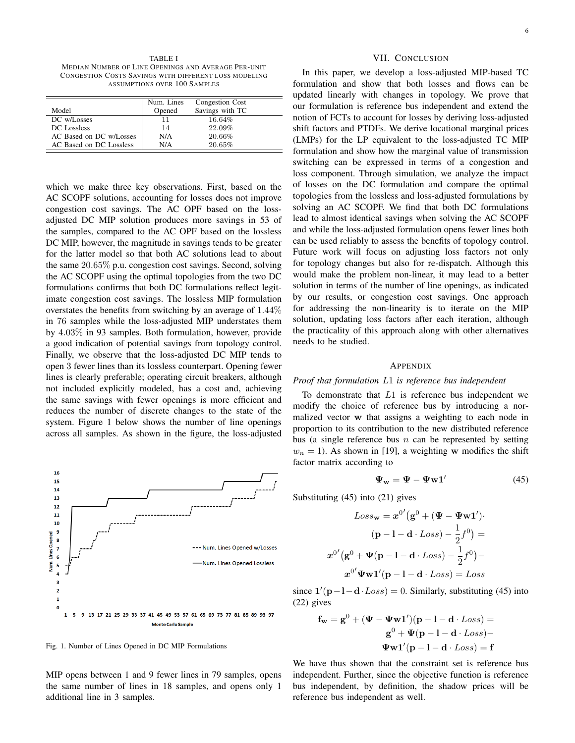TABLE I
MEDIAN NUMBER OF LINE OPENINGS AND AVERAGE PER-UNIT CONGESTION COSTS SAVINGS WITH DIFFERENT LOSS MODELING ASSUMPTIONS OVER 100 SAMPLES

| Model | Num. Lines Opened | Congestion Cost Savings with TC |
|---|---|---|
| DC w/Losses | 11 | 16.64% |
| DC Lossless | 14 | 22.09% |
| AC Based on DC w/Losses | N/A | 20.66% |
| AC Based on DC Lossless | N/A | 20.65% |

which we make three key observations. First, based on the AC SCOPF solutions, accounting for losses does not improve congestion cost savings. The AC OPF based on the loss-adjusted DC MIP solution produces more savings in 53 of the samples, compared to the AC OPF based on the lossless DC MIP, however, the magnitude in savings tends to be greater for the latter model so that both AC solutions lead to about the same $20.65\%$ p.u. congestion cost savings. Second, solving the AC SCOPF using the optimal topologies from the two DC formulations confirms that both DC formulations reflect legitimate congestion cost savings. The lossless MIP formulation overstates the benefits from switching by an average of $1.44\%$ in 76 samples while the loss-adjusted MIP understates them by $4.03\%$ in 93 samples. Both formulation, however, provide a good indication of potential savings from topology control. Finally, we observe that the loss-adjusted DC MIP tends to open 3 fewer lines than its lossless counterpart. Opening fewer lines is clearly preferable; operating circuit breakers, although not included explicitly modeled, has a cost and, achieving the same savings with fewer openings is more efficient and reduces the number of discrete changes to the state of the system. Figure 1 below shows the number of line openings across all samples. As shown in the figure, the loss-adjusted

Fig. 1. Number of Lines Opened in DC MIP Formulations

MIP opens between 1 and 9 fewer lines in 79 samples, opens the same number of lines in 18 samples, and opens only 1 additional line in 3 samples.

## VII. CONCLUSION

In this paper, we develop a loss-adjusted MIP-based TC formulation and show that both losses and flows can be updated linearly with changes in topology. We prove that our formulation is reference bus independent and extend the notion of FCTs to account for losses by deriving loss-adjusted shift factors and PTDFs. We derive locational marginal prices (LMPs) for the LP equivalent to the loss-adjusted TC MIP formulation and show how the marginal value of transmission switching can be expressed in terms of a congestion and loss component. Through simulation, we analyze the impact of losses on the DC formulation and compare the optimal topologies from the lossless and loss-adjusted formulations by solving an AC SCOPF. We find that both DC formulations lead to almost identical savings when solving the AC SCOPF and while the loss-adjusted formulation opens fewer lines both can be used reliably to assess the benefits of topology control. Future work will focus on adjusting loss factors not only for topology changes but also for re-dispatch. Although this would make the problem non-linear, it may lead to a better solution in terms of the number of line openings, as indicated by our results, or congestion cost savings. One approach for addressing the non-linearity is to iterate on the MIP solution, updating loss factors after each iteration, although the practicality of this approach along with other alternatives needs to be studied.

## APPENDIX

*Proof that formulation $L1$ is reference bus independent*

To demonstrate that $L1$ is reference bus independent we modify the choice of reference bus by introducing a normalized vector $\mathbf{w}$ that assigns a weighting to each node in proportion to its contribution to the new distributed reference bus (a single reference bus $n$ can be represented by setting $w_n = 1$). As shown in [19], a weighting $\mathbf{w}$ modifies the shift factor matrix according to

$$\mathbf{\Psi_w} = \mathbf{\Psi} - \mathbf{\Psi w 1'} \tag{45}$$

Substituting (45) into (21) gives

$$\begin{aligned}
Loss_{\mathbf{w}} = \boldsymbol{x}^{0\prime}\big(\mathbf{g}^0 + (\mathbf{\Psi} - \mathbf{\Psi w 1'})\cdot \\
(\mathbf{p} - \mathbf{l} - \mathbf{d}\cdot Loss) - \frac{1}{2}f^0\big) = \\
\boldsymbol{x}^{0\prime}\big(\mathbf{g}^0 + \mathbf{\Psi}(\mathbf{p} - \mathbf{l} - \mathbf{d}\cdot Loss) - \frac{1}{2}f^0\big) - \\
\boldsymbol{x}^{0\prime}\mathbf{\Psi w 1'}(\mathbf{p} - \mathbf{l} - \mathbf{d}\cdot Loss) = Loss
\end{aligned}$$

since $\mathbf{1'}(\mathbf{p}-\mathbf{l}-\mathbf{d}\cdot Loss) = 0$. Similarly, substituting (45) into (22) gives

$$\begin{aligned}
\mathbf{f_w} = \mathbf{g}^0 + (\mathbf{\Psi} - \mathbf{\Psi w 1'})(\mathbf{p} - \mathbf{l} - \mathbf{d}\cdot Loss) = \\
\mathbf{g}^0 + \mathbf{\Psi}(\mathbf{p} - \mathbf{l} - \mathbf{d}\cdot Loss) - \\
\mathbf{\Psi w 1'}(\mathbf{p} - \mathbf{l} - \mathbf{d}\cdot Loss) = \mathbf{f}
\end{aligned}$$

We have thus shown that the constraint set is reference bus independent. Further, since the objective function is reference bus independent, by definition, the shadow prices will be reference bus independent as well.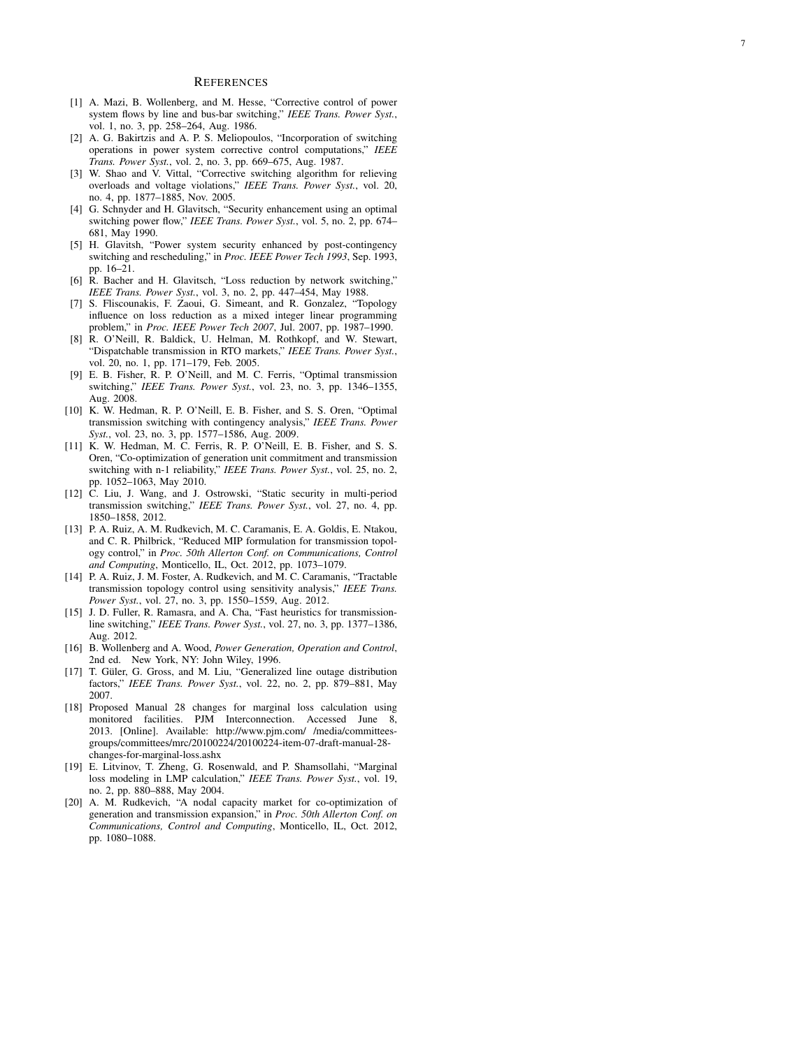# REFERENCES

[1] A. Mazi, B. Wollenberg, and M. Hesse, "Corrective control of power system flows by line and bus-bar switching," *IEEE Trans. Power Syst.*, vol. 1, no. 3, pp. 258–264, Aug. 1986.

[2] A. G. Bakirtzis and A. P. S. Meliopoulos, "Incorporation of switching operations in power system corrective control computations," *IEEE Trans. Power Syst.*, vol. 2, no. 3, pp. 669–675, Aug. 1987.

[3] W. Shao and V. Vittal, "Corrective switching algorithm for relieving overloads and voltage violations," *IEEE Trans. Power Syst.*, vol. 20, no. 4, pp. 1877–1885, Nov. 2005.

[4] G. Schnyder and H. Glavitsch, "Security enhancement using an optimal switching power flow," *IEEE Trans. Power Syst.*, vol. 5, no. 2, pp. 674–681, May 1990.

[5] H. Glavitsh, "Power system security enhanced by post-contingency switching and rescheduling," in *Proc. IEEE Power Tech 1993*, Sep. 1993, pp. 16–21.

[6] R. Bacher and H. Glavitsch, "Loss reduction by network switching," *IEEE Trans. Power Syst.*, vol. 3, no. 2, pp. 447–454, May 1988.

[7] S. Fliscounakis, F. Zaoui, G. Simeant, and R. Gonzalez, "Topology influence on loss reduction as a mixed integer linear programming problem," in *Proc. IEEE Power Tech 2007*, Jul. 2007, pp. 1987–1990.

[8] R. O'Neill, R. Baldick, U. Helman, M. Rothkopf, and W. Stewart, "Dispatchable transmission in RTO markets," *IEEE Trans. Power Syst.*, vol. 20, no. 1, pp. 171–179, Feb. 2005.

[9] E. B. Fisher, R. P. O'Neill, and M. C. Ferris, "Optimal transmission switching," *IEEE Trans. Power Syst.*, vol. 23, no. 3, pp. 1346–1355, Aug. 2008.

[10] K. W. Hedman, R. P. O'Neill, E. B. Fisher, and S. S. Oren, "Optimal transmission switching with contingency analysis," *IEEE Trans. Power Syst.*, vol. 23, no. 3, pp. 1577–1586, Aug. 2009.

[11] K. W. Hedman, M. C. Ferris, R. P. O'Neill, E. B. Fisher, and S. S. Oren, "Co-optimization of generation unit commitment and transmission switching with n-1 reliability," *IEEE Trans. Power Syst.*, vol. 25, no. 2, pp. 1052–1063, May 2010.

[12] C. Liu, J. Wang, and J. Ostrowski, "Static security in multi-period transmission switching," *IEEE Trans. Power Syst.*, vol. 27, no. 4, pp. 1850–1858, 2012.

[13] P. A. Ruiz, A. M. Rudkevich, M. C. Caramanis, E. A. Goldis, E. Ntakou, and C. R. Philbrick, "Reduced MIP formulation for transmission topology control," in *Proc. 50th Allerton Conf. on Communications, Control and Computing*, Monticello, IL, Oct. 2012, pp. 1073–1079.

[14] P. A. Ruiz, J. M. Foster, A. Rudkevich, and M. C. Caramanis, "Tractable transmission topology control using sensitivity analysis," *IEEE Trans. Power Syst.*, vol. 27, no. 3, pp. 1550–1559, Aug. 2012.

[15] J. D. Fuller, R. Ramasra, and A. Cha, "Fast heuristics for transmission-line switching," *IEEE Trans. Power Syst.*, vol. 27, no. 3, pp. 1377–1386, Aug. 2012.

[16] B. Wollenberg and A. Wood, *Power Generation, Operation and Control*, 2nd ed. New York, NY: John Wiley, 1996.

[17] T. Güler, G. Gross, and M. Liu, "Generalized line outage distribution factors," *IEEE Trans. Power Syst.*, vol. 22, no. 2, pp. 879–881, May 2007.

[18] Proposed Manual 28 changes for marginal loss calculation using monitored facilities. PJM Interconnection. Accessed June 8, 2013. [Online]. Available: http://www.pjm.com/ /media/committees-groups/committees/mrc/20100224/20100224-item-07-draft-manual-28-changes-for-marginal-loss.ashx

[19] E. Litvinov, T. Zheng, G. Rosenwald, and P. Shamsollahi, "Marginal loss modeling in LMP calculation," *IEEE Trans. Power Syst.*, vol. 19, no. 2, pp. 880–888, May 2004.

[20] A. M. Rudkevich, "A nodal capacity market for co-optimization of generation and transmission expansion," in *Proc. 50th Allerton Conf. on Communications, Control and Computing*, Monticello, IL, Oct. 2012, pp. 1080–1088.